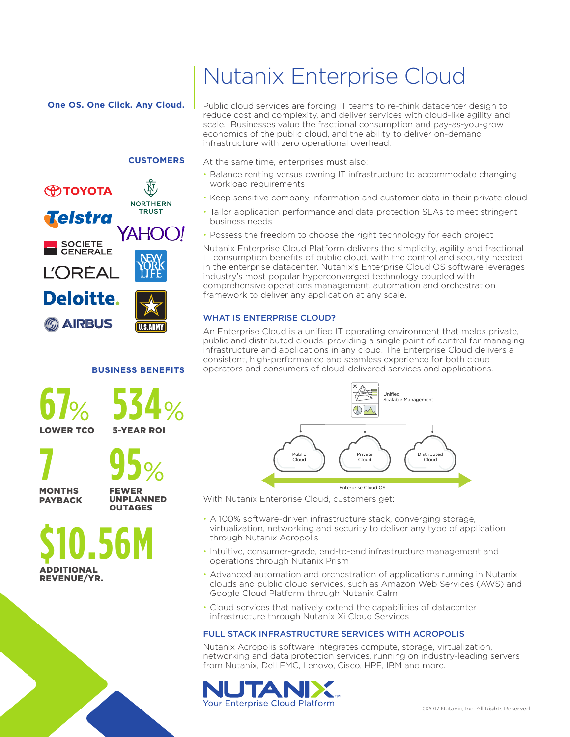# Nutanix Enterprise Cloud

**One OS. One Click. Any Cloud.**

Public cloud services are forcing IT teams to re-think datacenter design to reduce cost and complexity, and deliver services with cloud-like agility and scale. Businesses value the fractional consumption and pay-as-you-grow economics of the public cloud, and the ability to deliver on-demand infrastructure with zero operational overhead.

At the same time, enterprises must also:

- Balance renting versus owning IT infrastructure to accommodate changing workload requirements
- Keep sensitive company information and customer data in their private cloud
- Tailor application performance and data protection SLAs to meet stringent business needs
- Possess the freedom to choose the right technology for each project

Nutanix Enterprise Cloud Platform delivers the simplicity, agility and fractional IT consumption benefits of public cloud, with the control and security needed in the enterprise datacenter. Nutanix's Enterprise Cloud OS software leverages industry's most popular hyperconverged technology coupled with comprehensive operations management, automation and orchestration framework to deliver any application at any scale.

## CUSTOMERS

Toyota, Northern Trust, Telstra, Yahoo!, Societe Generale, New York Life, L'Oréal, Deloitte., U.S. Army, Airbus

## BUSINESS BENEFITS

- **67%** LOWER TCO
- **534%** 5-YEAR ROI
- **7** MONTHS PAYBACK
- **95%** FEWER UNPLANNED OUTAGES
- **$10.56M** ADDITIONAL REVENUE/YR.

## WHAT IS ENTERPRISE CLOUD?

An Enterprise Cloud is a unified IT operating environment that melds private, public and distributed clouds, providing a single point of control for managing infrastructure and applications in any cloud. The Enterprise Cloud delivers a consistent, high-performance and seamless experience for both cloud operators and consumers of cloud-delivered services and applications.

Unified, Scalable Management

Public Cloud | Private Cloud | Distributed Cloud

Enterprise Cloud OS

With Nutanix Enterprise Cloud, customers get:

- A 100% software-driven infrastructure stack, converging storage, virtualization, networking and security to deliver any type of application through Nutanix Acropolis
- Intuitive, consumer-grade, end-to-end infrastructure management and operations through Nutanix Prism
- Advanced automation and orchestration of applications running in Nutanix clouds and public cloud services, such as Amazon Web Services (AWS) and Google Cloud Platform through Nutanix Calm
- Cloud services that natively extend the capabilities of datacenter infrastructure through Nutanix Xi Cloud Services

## FULL STACK INFRASTRUCTURE SERVICES WITH ACROPOLIS

Nutanix Acropolis software integrates compute, storage, virtualization, networking and data protection services, running on industry-leading servers from Nutanix, Dell EMC, Lenovo, Cisco, HPE, IBM and more.

NUTANIX™ Your Enterprise Cloud Platform

©2017 Nutanix, Inc. All Rights Reserved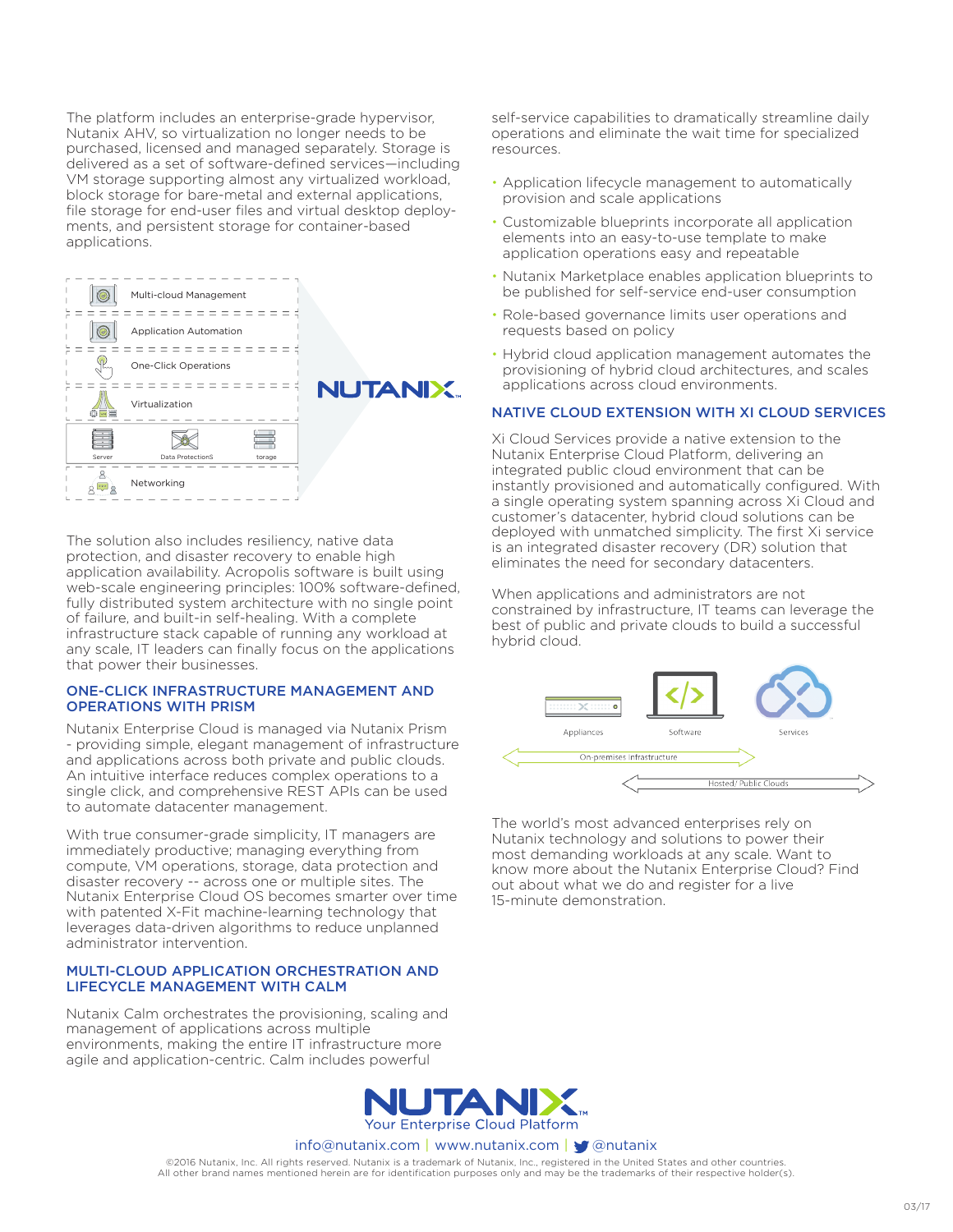The platform includes an enterprise-grade hypervisor, Nutanix AHV, so virtualization no longer needs to be purchased, licensed and managed separately. Storage is delivered as a set of software-defined services—including VM storage supporting almost any virtualized workload, block storage for bare-metal and external applications, file storage for end-user files and virtual desktop deployments, and persistent storage for container-based applications.

Multi-cloud Management

Application Automation

One-Click Operations

Virtualization

Server

Data ProtectionS

torage

Networking

NUTANIX.

The solution also includes resiliency, native data protection, and disaster recovery to enable high application availability. Acropolis software is built using web-scale engineering principles: 100% software-defined, fully distributed system architecture with no single point of failure, and built-in self-healing. With a complete infrastructure stack capable of running any workload at any scale, IT leaders can finally focus on the applications that power their businesses.

## ONE-CLICK INFRASTRUCTURE MANAGEMENT AND OPERATIONS WITH PRISM

Nutanix Enterprise Cloud is managed via Nutanix Prism - providing simple, elegant management of infrastructure and applications across both private and public clouds. An intuitive interface reduces complex operations to a single click, and comprehensive REST APIs can be used to automate datacenter management.

With true consumer-grade simplicity, IT managers are immediately productive; managing everything from compute, VM operations, storage, data protection and disaster recovery -- across one or multiple sites. The Nutanix Enterprise Cloud OS becomes smarter over time with patented X-Fit machine-learning technology that leverages data-driven algorithms to reduce unplanned administrator intervention.

## MULTI-CLOUD APPLICATION ORCHESTRATION AND LIFECYCLE MANAGEMENT WITH CALM

Nutanix Calm orchestrates the provisioning, scaling and management of applications across multiple environments, making the entire IT infrastructure more agile and application-centric. Calm includes powerful self-service capabilities to dramatically streamline daily operations and eliminate the wait time for specialized resources.

- Application lifecycle management to automatically provision and scale applications
- Customizable blueprints incorporate all application elements into an easy-to-use template to make application operations easy and repeatable
- Nutanix Marketplace enables application blueprints to be published for self-service end-user consumption
- Role-based governance limits user operations and requests based on policy
- Hybrid cloud application management automates the provisioning of hybrid cloud architectures, and scales applications across cloud environments.

## NATIVE CLOUD EXTENSION WITH XI CLOUD SERVICES

Xi Cloud Services provide a native extension to the Nutanix Enterprise Cloud Platform, delivering an integrated public cloud environment that can be instantly provisioned and automatically configured. With a single operating system spanning across Xi Cloud and customer's datacenter, hybrid cloud solutions can be deployed with unmatched simplicity. The first Xi service is an integrated disaster recovery (DR) solution that eliminates the need for secondary datacenters.

When applications and administrators are not constrained by infrastructure, IT teams can leverage the best of public and private clouds to build a successful hybrid cloud.

Appliances

Software

Services

On-premises infrastructure

Hosted/ Public Clouds

The world's most advanced enterprises rely on Nutanix technology and solutions to power their most demanding workloads at any scale. Want to know more about the Nutanix Enterprise Cloud? Find out about what we do and register for a live 15-minute demonstration.

NUTANIX.
Your Enterprise Cloud Platform

info@nutanix.com | www.nutanix.com | @nutanix

©2016 Nutanix, Inc. All rights reserved. Nutanix is a trademark of Nutanix, Inc., registered in the United States and other countries. All other brand names mentioned herein are for identification purposes only and may be the trademarks of their respective holder(s).